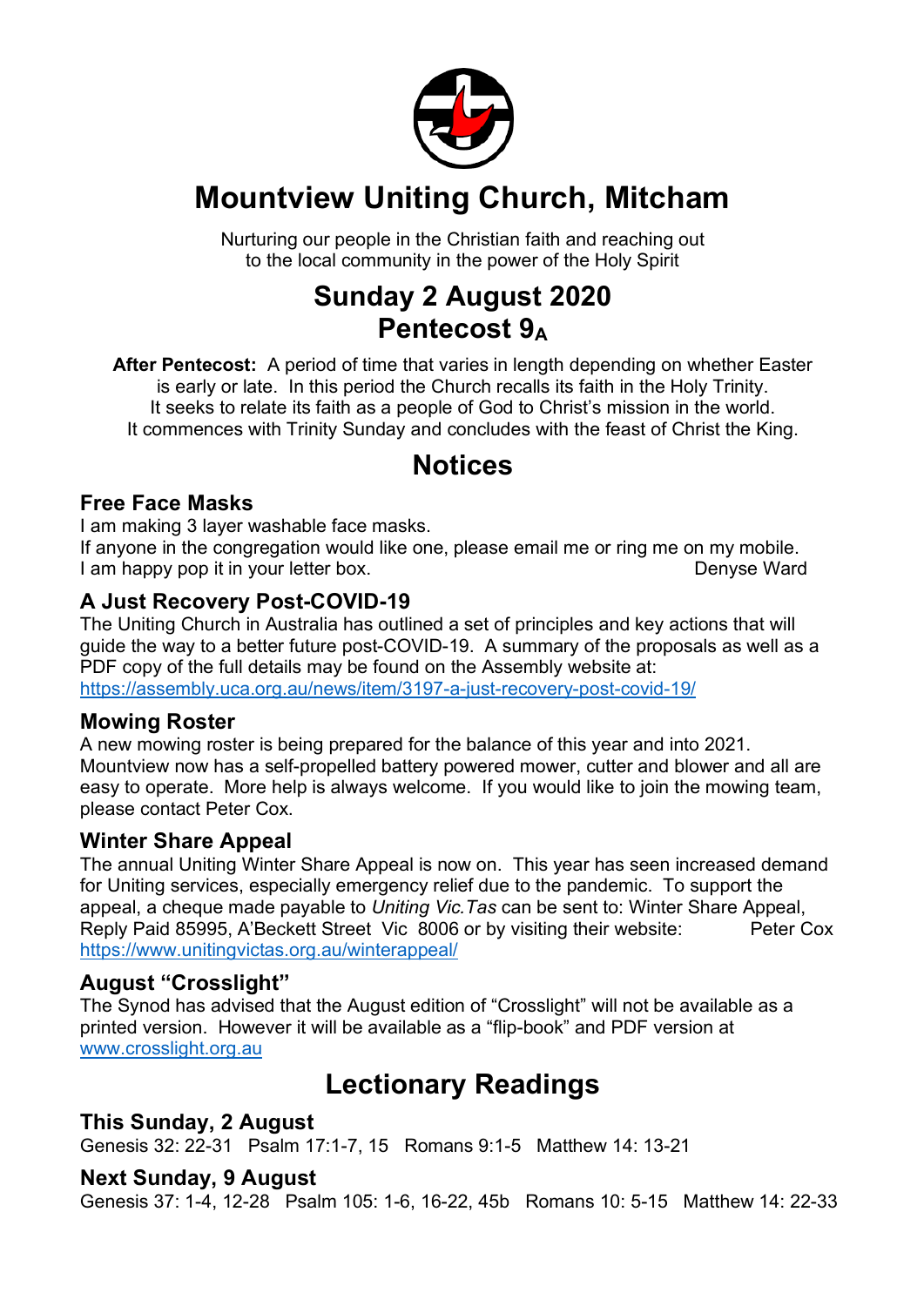# Mountview Uniting Church, Mitcham

Nurturing our people in the Christian faith and reaching out
to the local community in the power of the Holy Spirit

## Sunday 2 August 2020
## Pentecost $9_A$

**After Pentecost:** A period of time that varies in length depending on whether Easter is early or late. In this period the Church recalls its faith in the Holy Trinity. It seeks to relate its faith as a people of God to Christ's mission in the world. It commences with Trinity Sunday and concludes with the feast of Christ the King.

# Notices

### Free Face Masks

I am making 3 layer washable face masks.
If anyone in the congregation would like one, please email me or ring me on my mobile.
I am happy pop it in your letter box.

Denyse Ward

### A Just Recovery Post-COVID-19

The Uniting Church in Australia has outlined a set of principles and key actions that will guide the way to a better future post-COVID-19. A summary of the proposals as well as a PDF copy of the full details may be found on the Assembly website at:
https://assembly.uca.org.au/news/item/3197-a-just-recovery-post-covid-19/

### Mowing Roster

A new mowing roster is being prepared for the balance of this year and into 2021. Mountview now has a self-propelled battery powered mower, cutter and blower and all are easy to operate. More help is always welcome. If you would like to join the mowing team, please contact Peter Cox.

### Winter Share Appeal

The annual Uniting Winter Share Appeal is now on. This year has seen increased demand for Uniting services, especially emergency relief due to the pandemic. To support the appeal, a cheque made payable to *Uniting Vic.Tas* can be sent to: Winter Share Appeal, Reply Paid 85995, A'Beckett Street Vic 8006 or by visiting their website:
https://www.unitingvictas.org.au/winterappeal/

Peter Cox

### August "Crosslight"

The Synod has advised that the August edition of "Crosslight" will not be available as a printed version. However it will be available as a "flip-book" and PDF version at www.crosslight.org.au

# Lectionary Readings

### This Sunday, 2 August

Genesis 32: 22-31 Psalm 17:1-7, 15 Romans 9:1-5 Matthew 14: 13-21

### Next Sunday, 9 August

Genesis 37: 1-4, 12-28 Psalm 105: 1-6, 16-22, 45b Romans 10: 5-15 Matthew 14: 22-33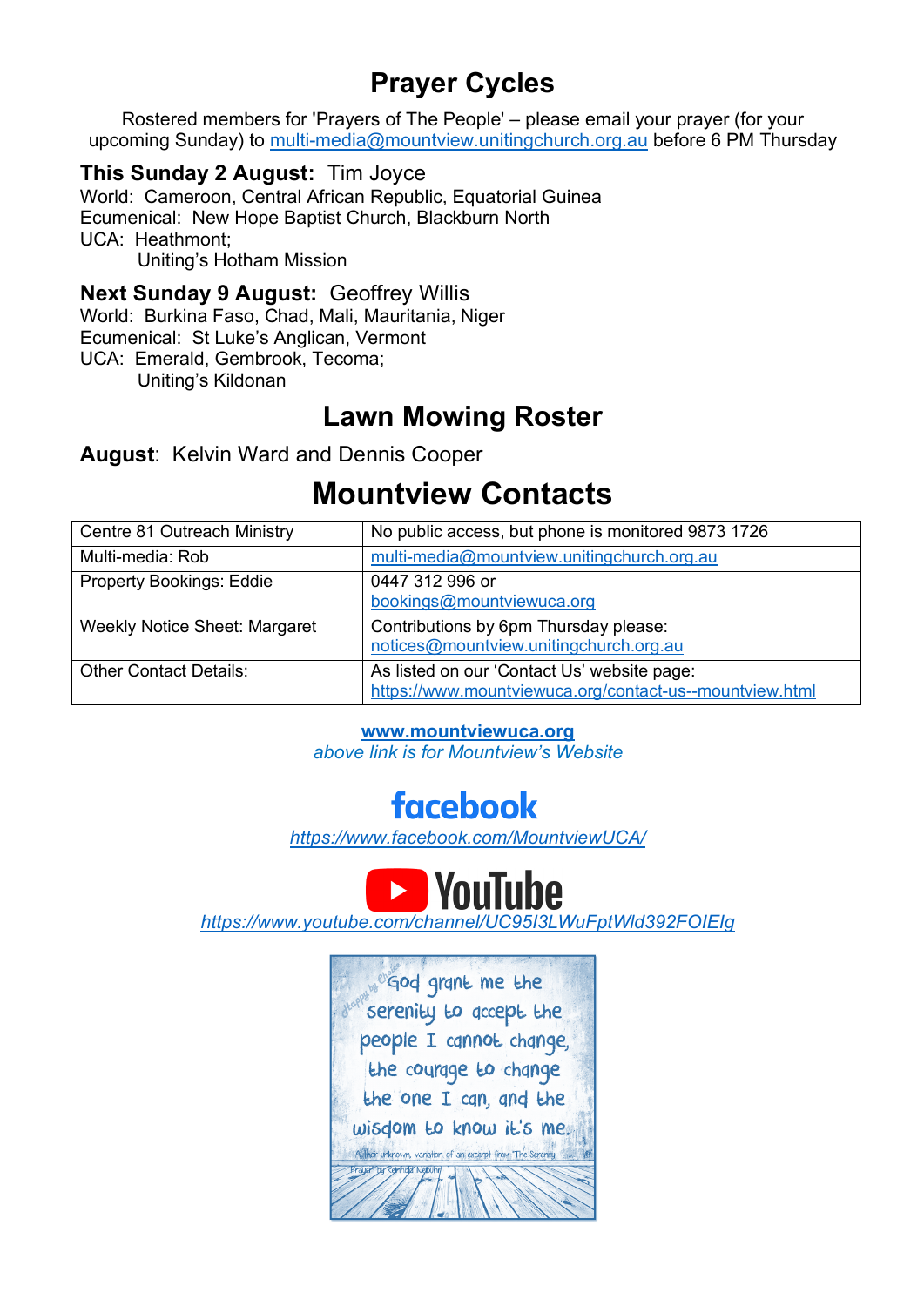# Prayer Cycles

Rostered members for 'Prayers of The People' – please email your prayer (for your upcoming Sunday) to multi-media@mountview.unitingchurch.org.au before 6 PM Thursday

**This Sunday 2 August:** Tim Joyce
World: Cameroon, Central African Republic, Equatorial Guinea
Ecumenical: New Hope Baptist Church, Blackburn North
UCA: Heathmont;
Uniting's Hotham Mission

**Next Sunday 9 August:** Geoffrey Willis
World: Burkina Faso, Chad, Mali, Mauritania, Niger
Ecumenical: St Luke's Anglican, Vermont
UCA: Emerald, Gembrook, Tecoma;
Uniting's Kildonan

# Lawn Mowing Roster

**August**: Kelvin Ward and Dennis Cooper

# Mountview Contacts

| | |
|---|---|
| Centre 81 Outreach Ministry | No public access, but phone is monitored 9873 1726 |
| Multi-media: Rob | multi-media@mountview.unitingchurch.org.au |
| Property Bookings: Eddie | 0447 312 996 or bookings@mountviewuca.org |
| Weekly Notice Sheet: Margaret | Contributions by 6pm Thursday please: notices@mountview.unitingchurch.org.au |
| Other Contact Details: | As listed on our 'Contact Us' website page: https://www.mountviewuca.org/contact-us--mountview.html |

**www.mountviewuca.org**
*above link is for Mountview's Website*

facebook
*https://www.facebook.com/MountviewUCA/*

YouTube
*https://www.youtube.com/channel/UC95I3LWuFptWld392FOIElg*

God grant me the serenity to accept the people I cannot change, the courage to change the one I can, and the wisdom to know it's me.

Author unknown, variation of an excerpt from 'The Serenity Prayer' by Reinhold Niebuhr